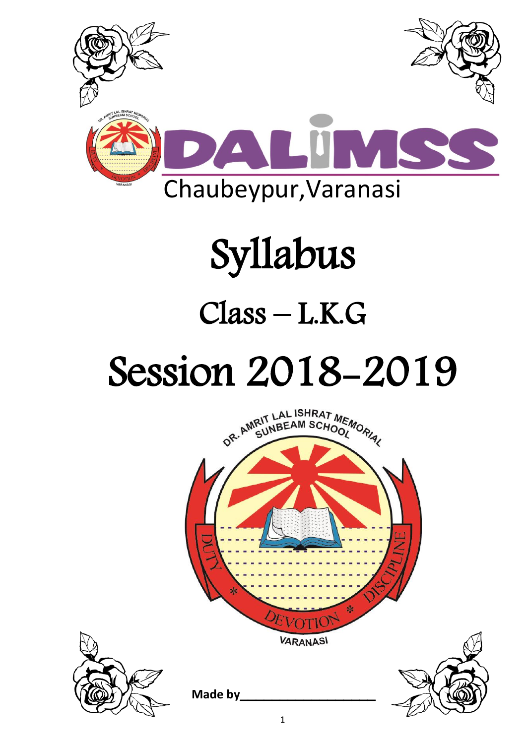DALIMSS

Chaubeypur,Varanasi

# Syllabus

## Class – L.K.G

# Session 2018-2019

DR. AMRIT LAL ISHRAT MEMORIAL SUNBEAM SCHOOL

DUTY * DEVOTION * DISCIPLINE

VARANASI

**Made by\_\_\_\_\_\_\_\_\_\_\_\_\_\_\_\_\_\_\_\_\_\_\_**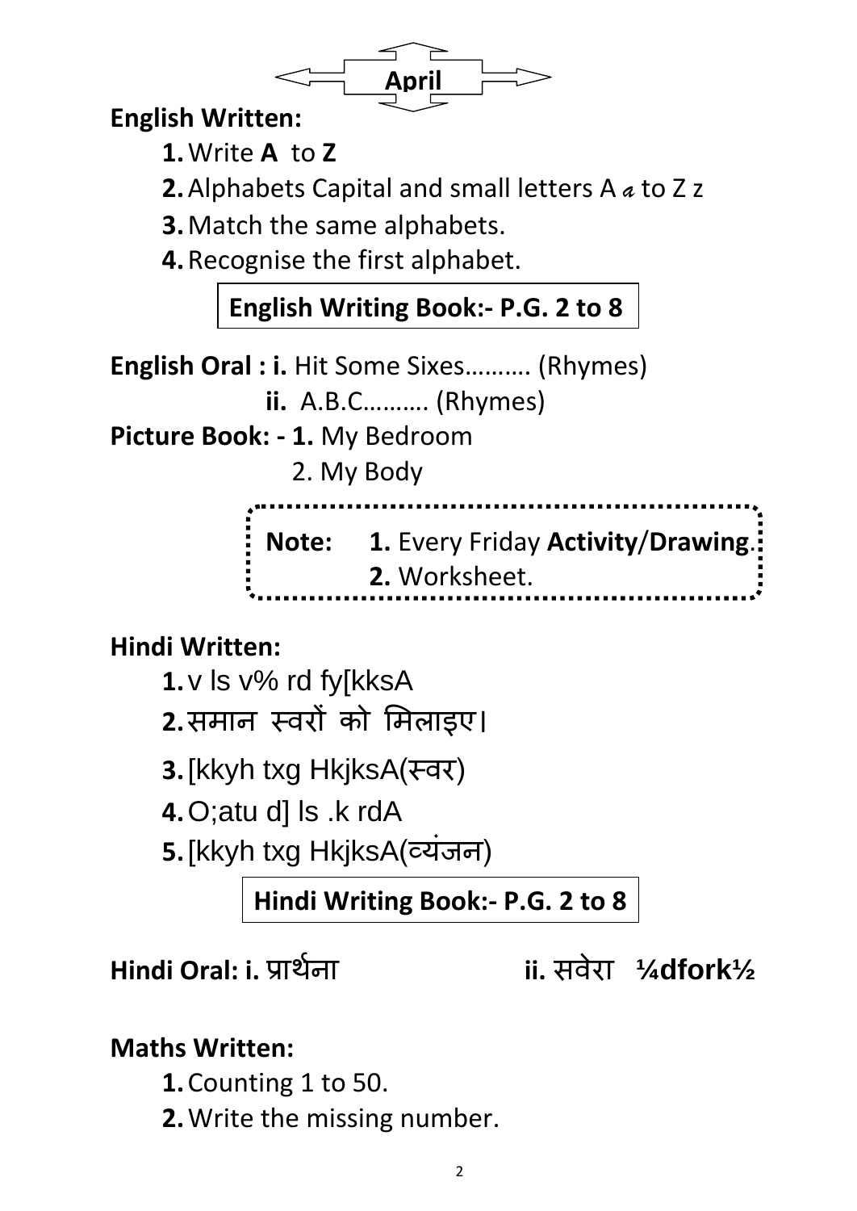# April

**English Written:**

1. Write **A** to **Z**
2. Alphabets Capital and small letters A *a* to Z z
3. Match the same alphabets.
4. Recognise the first alphabet.

**English Writing Book:- P.G. 2 to 8**

**English Oral : i.** Hit Some Sixes………. (Rhymes)

**ii.** A.B.C………. (Rhymes)

**Picture Book: - 1.** My Bedroom

2. My Body

**Note:** **1.** Every Friday **Activity**/**Drawing**.
**2.** Worksheet.

**Hindi Written:**

1. v ls v% rd fy[kksA
2. समान स्वरों को मिलाइए।
3. [kkyh txg HkjksA(स्वर)
4. O;atu d] ls .k rdA
5. [kkyh txg HkjksA(व्यंजन)

**Hindi Writing Book:- P.G. 2 to 8**

**Hindi Oral: i.** प्रार्थना **ii.** सवेरा **¼dfork½**

**Maths Written:**

1. Counting 1 to 50.
2. Write the missing number.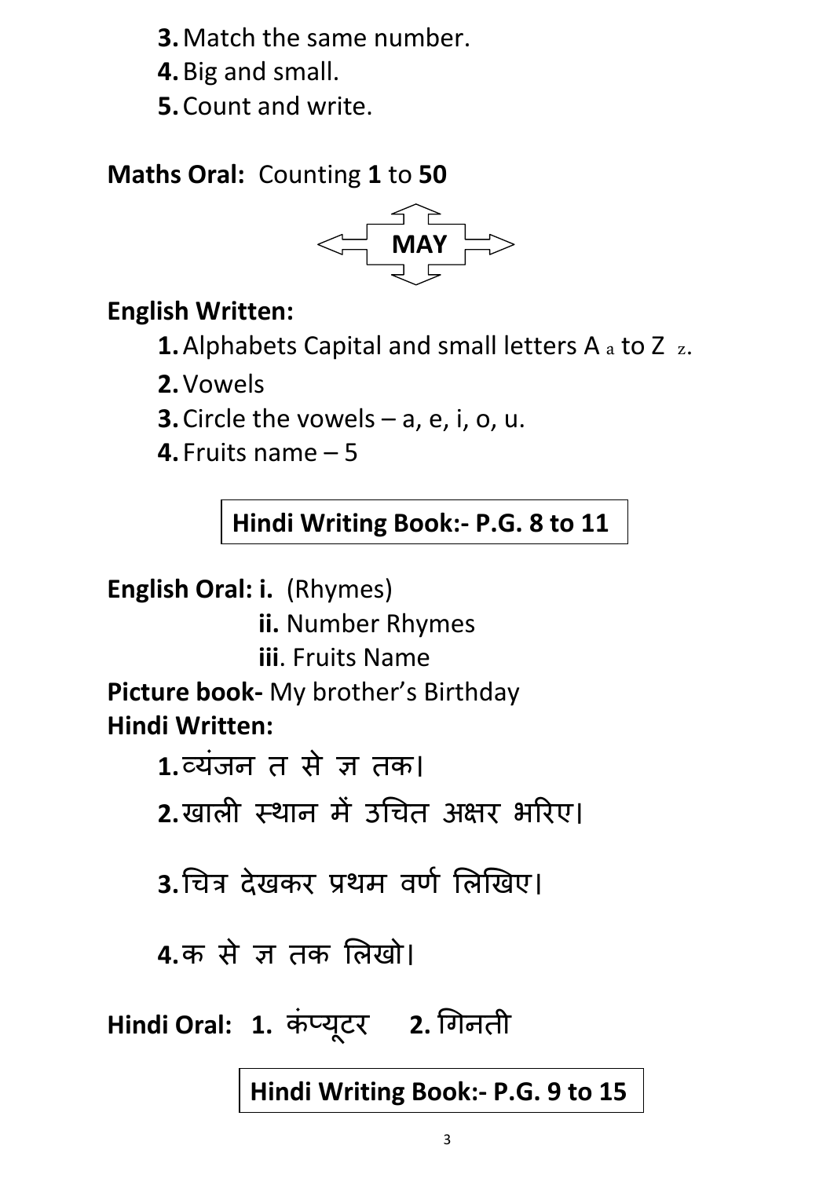3. Match the same number.
4. Big and small.
5. Count and write.

**Maths Oral:** Counting **1** to **50**

## MAY

**English Written:**

1. Alphabets Capital and small letters A a to Z z.
2. Vowels
3. Circle the vowels – a, e, i, o, u.
4. Fruits name – 5

**Hindi Writing Book:- P.G. 8 to 11**

**English Oral: i.** (Rhymes)
**ii.** Number Rhymes
**iii**. Fruits Name

**Picture book-** My brother's Birthday

**Hindi Written:**

1. व्यंजन त से ज्ञ तक।
2. खाली स्थान में उचित अक्षर भरिए।
3. चित्र देखकर प्रथम वर्ण लिखिए।
4. क से ज्ञ तक लिखो।

**Hindi Oral: 1.** कंप्यूटर **2.** गिनती

**Hindi Writing Book:- P.G. 9 to 15**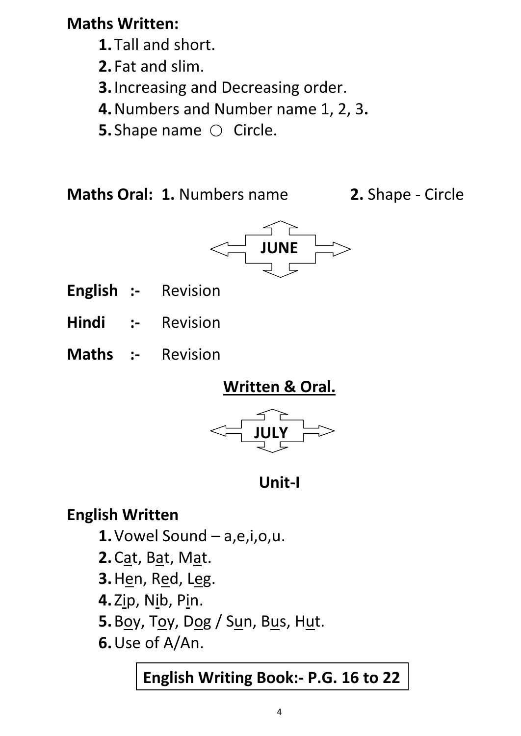**Maths Written:**

1. Tall and short.
2. Fat and slim.
3. Increasing and Decreasing order.
4. Numbers and Number name 1, 2, 3.
5. Shape name ○ Circle.

**Maths Oral:** **1.** Numbers name **2.** Shape - Circle

## JUNE

**English :-** Revision

**Hindi :-** Revision

**Maths :-** Revision

**Written & Oral.**

## JULY

**Unit-I**

**English Written**

1. Vowel Sound – a,e,i,o,u.
2. C<u>a</u>t, B<u>a</u>t, M<u>a</u>t.
3. H<u>e</u>n, R<u>e</u>d, L<u>e</u>g.
4. Z<u>i</u>p, N<u>i</u>b, P<u>i</u>n.
5. B<u>o</u>y, T<u>o</u>y, D<u>o</u>g / S<u>u</u>n, B<u>u</u>s, H<u>u</u>t.
6. Use of A/An.

**English Writing Book:- P.G. 16 to 22**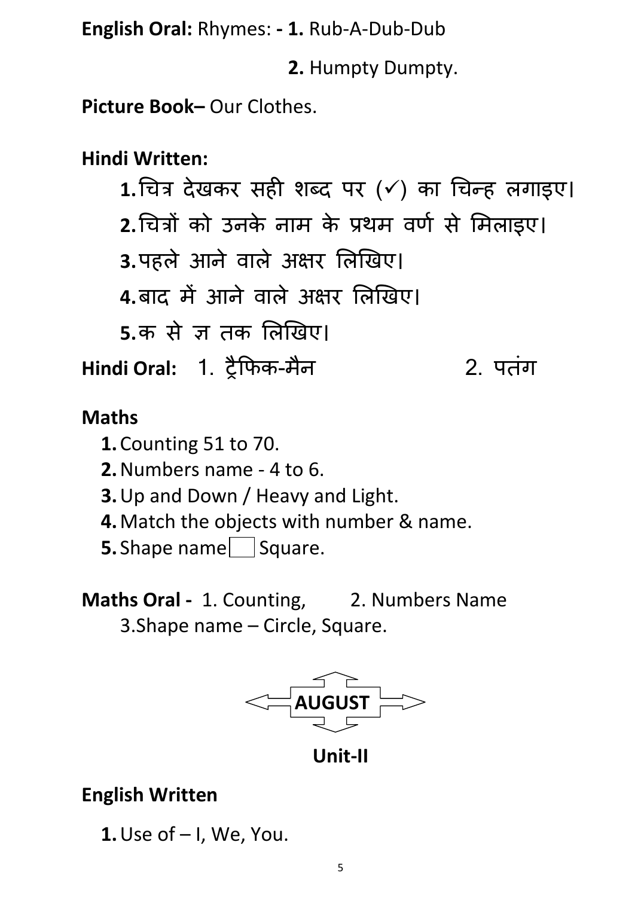**English Oral:** Rhymes: **- 1.** Rub-A-Dub-Dub

**2.** Humpty Dumpty.

**Picture Book–** Our Clothes.

**Hindi Written:**

1. चित्र देखकर सही शब्द पर (✓) का चिन्ह लगाइए।
2. चित्रों को उनके नाम के प्रथम वर्ण से मिलाइए।
3. पहले आने वाले अक्षर लिखिए।
4. बाद में आने वाले अक्षर लिखिए।
5. क से ज्ञ तक लिखिए।

**Hindi Oral:** 1. ट्रैफिक-मैन 2. पतंग

**Maths**

1. Counting 51 to 70.
2. Numbers name - 4 to 6.
3. Up and Down / Heavy and Light.
4. Match the objects with number & name.
5. Shape name ☐ Square.

**Maths Oral -** 1. Counting, 2. Numbers Name
3.Shape name – Circle, Square.

## AUGUST

**Unit-II**

**English Written**

1. Use of – I, We, You.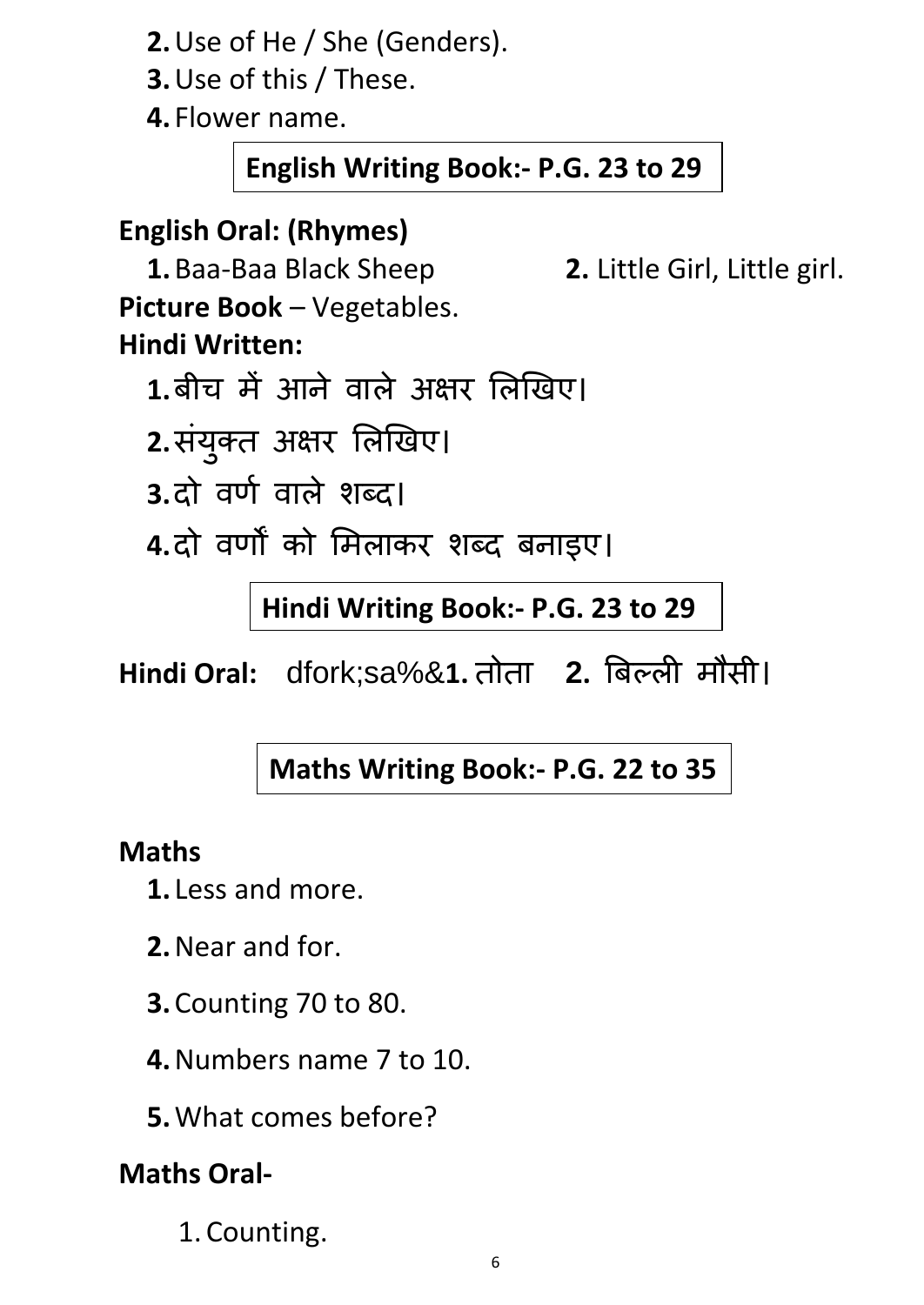2. Use of He / She (Genders).
3. Use of this / These.
4. Flower name.

**English Writing Book:- P.G. 23 to 29**

**English Oral: (Rhymes)**

1. Baa-Baa Black Sheep
2. Little Girl, Little girl.

**Picture Book** – Vegetables.

**Hindi Written:**

1. बीच में आने वाले अक्षर लिखिए।
2. संयुक्त अक्षर लिखिए।
3. दो वर्ण वाले शब्द।
4. दो वर्णों को मिलाकर शब्द बनाइए।

**Hindi Writing Book:- P.G. 23 to 29**

**Hindi Oral:** dfork;sa%&**1.** तोता **2.** बिल्ली मौसी।

**Maths Writing Book:- P.G. 22 to 35**

**Maths**

1. Less and more.
2. Near and for.
3. Counting 70 to 80.
4. Numbers name 7 to 10.
5. What comes before?

**Maths Oral-**

1. Counting.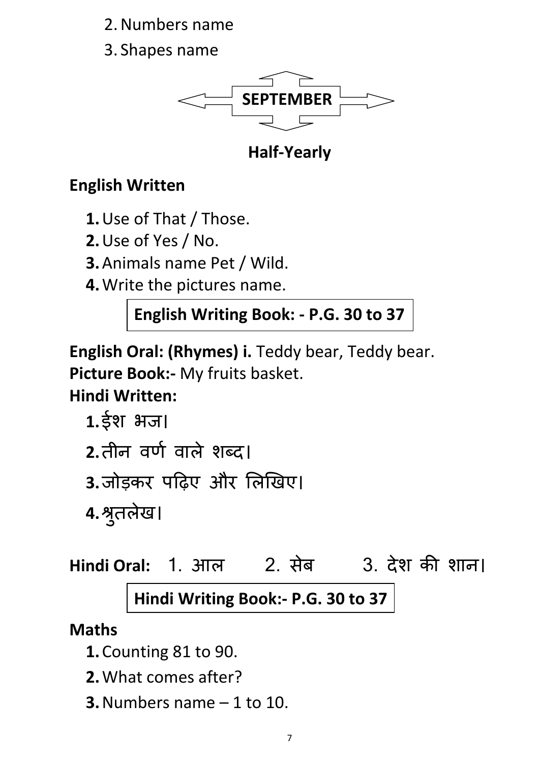2. Numbers name
3. Shapes name

## SEPTEMBER

### Half-Yearly

**English Written**

**1.** Use of That / Those.
**2.** Use of Yes / No.
**3.** Animals name Pet / Wild.
**4.** Write the pictures name.

**English Writing Book: - P.G. 30 to 37**

**English Oral: (Rhymes) i.** Teddy bear, Teddy bear.
**Picture Book:-** My fruits basket.
**Hindi Written:**

**1.** ईश भज।
**2.** तीन वर्ण वाले शब्द।
**3.** जोड़कर पढ़िए और लिखिए।
**4.** श्रुतलेख।

**Hindi Oral:** 1. आल 2. सेब 3. देश की शान।

**Hindi Writing Book:- P.G. 30 to 37**

**Maths**

**1.** Counting 81 to 90.
**2.** What comes after?
**3.** Numbers name – 1 to 10.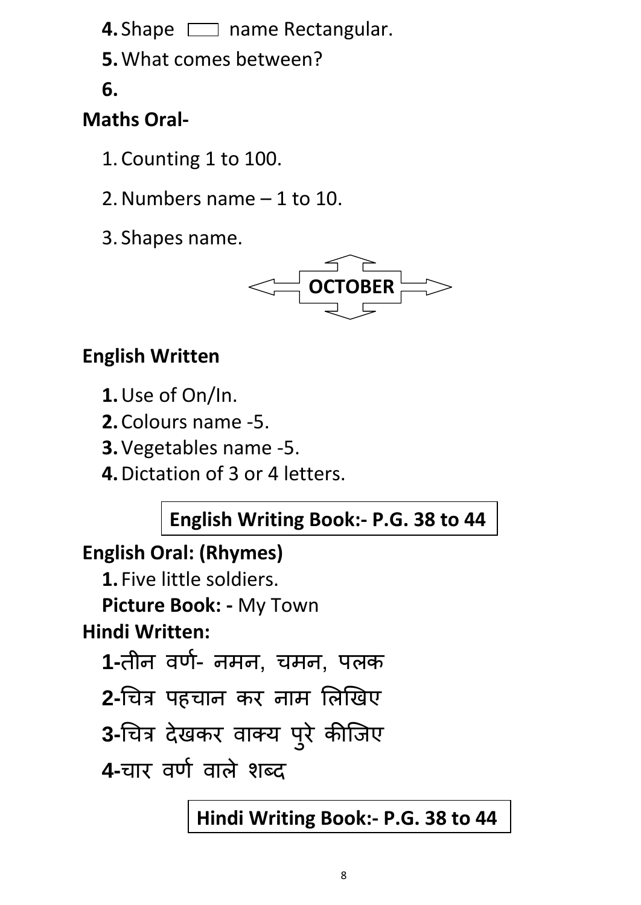**4.** Shape ▭ name Rectangular.

**5.** What comes between?

**6.**

**Maths Oral-**

1. Counting 1 to 100.
2. Numbers name – 1 to 10.
3. Shapes name.

## OCTOBER

**English Written**

**1.** Use of On/In.
**2.** Colours name -5.
**3.** Vegetables name -5.
**4.** Dictation of 3 or 4 letters.

**English Writing Book:- P.G. 38 to 44**

**English Oral: (Rhymes)**

**1.** Five little soldiers.

**Picture Book: -** My Town

**Hindi Written:**

**1-**तीन वर्ण- नमन, चमन, पलक

**2-**चित्र पहचान कर नाम लिखिए

**3-**चित्र देखकर वाक्य पुरे कीजिए

**4-**चार वर्ण वाले शब्द

**Hindi Writing Book:- P.G. 38 to 44**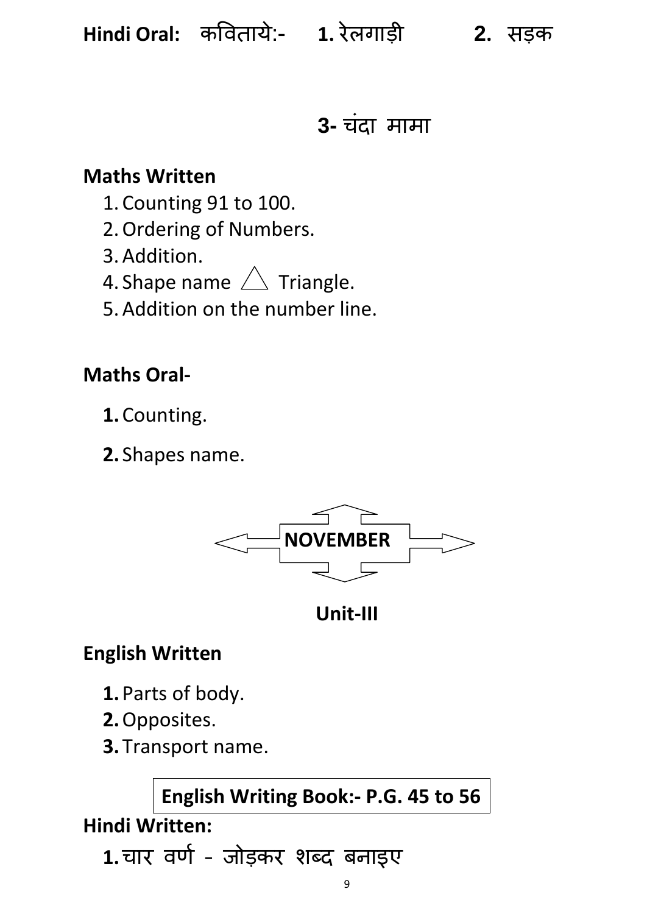**Hindi Oral:** कवितायें:- **1.** रेलगाड़ी **2.** सड़क

**3-** चंदा मामा

**Maths Written**

1. Counting 91 to 100.
2. Ordering of Numbers.
3. Addition.
4. Shape name △ Triangle.
5. Addition on the number line.

**Maths Oral-**

1. Counting.
2. Shapes name.

## NOVEMBER

**Unit-III**

**English Written**

1. Parts of body.
2. Opposites.
3. Transport name.

**English Writing Book:- P.G. 45 to 56**

**Hindi Written:**

1. चार वर्ण - जोड़कर शब्द बनाइए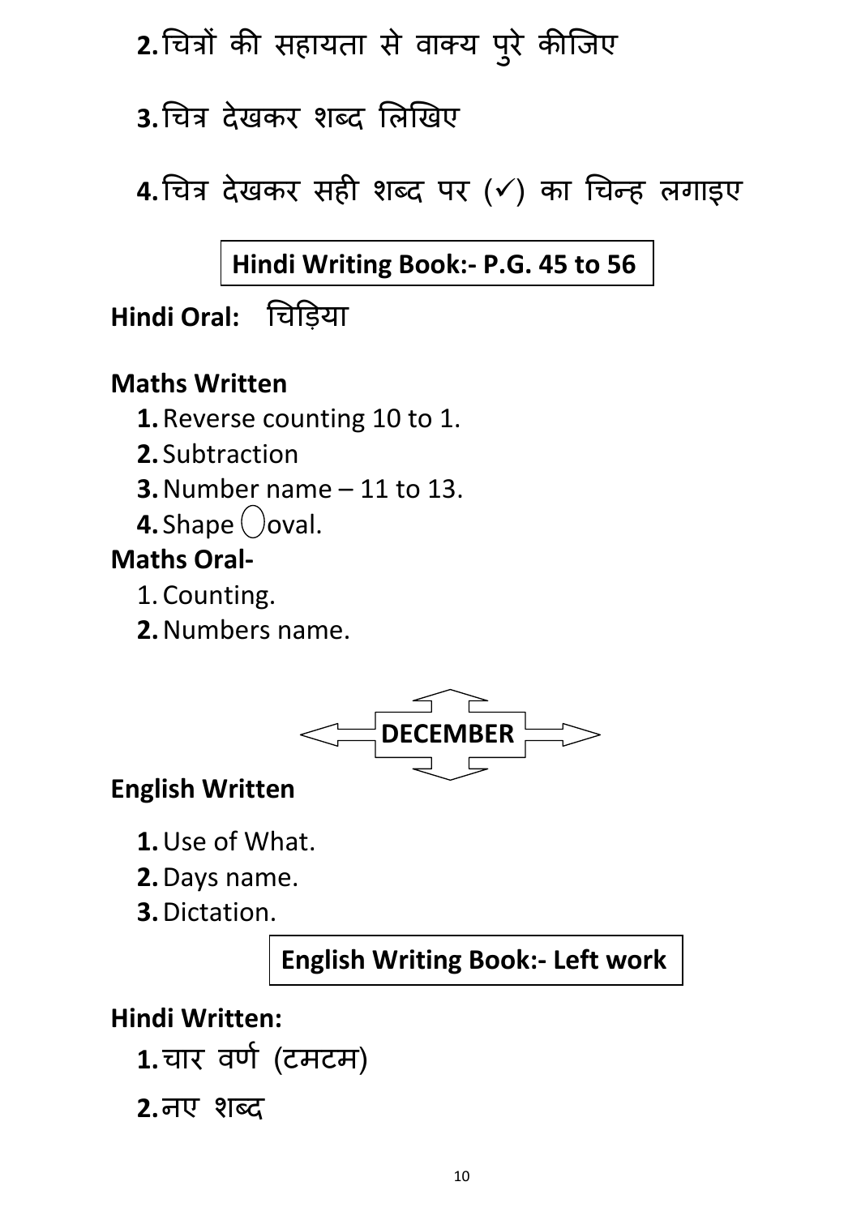2. चित्रों की सहायता से वाक्य पुरे कीजिए

3. चित्र देखकर शब्द लिखिए

4. चित्र देखकर सही शब्द पर (✓) का चिन्ह लगाइए

**Hindi Writing Book:- P.G. 45 to 56**

**Hindi Oral:** चिड़िया

**Maths Written**

1. Reverse counting 10 to 1.
2. Subtraction
3. Number name – 11 to 13.
4. Shape ◯ oval.

**Maths Oral-**

1. Counting.
2. Numbers name.

## DECEMBER

**English Written**

1. Use of What.
2. Days name.
3. Dictation.

**English Writing Book:- Left work**

**Hindi Written:**

1. चार वर्ण (टमटम)
2. नए शब्द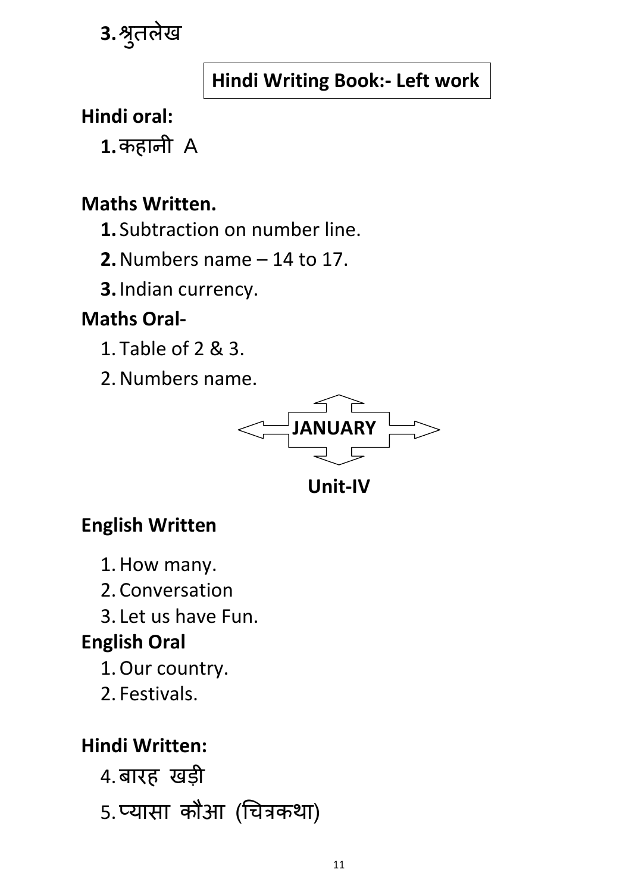**3.** श्रुतलेख

**Hindi Writing Book:- Left work**

**Hindi oral:**

**1.** कहानी A

**Maths Written.**

**1.** Subtraction on number line.

**2.** Numbers name – 14 to 17.

**3.** Indian currency.

**Maths Oral-**

1. Table of 2 & 3.
2. Numbers name.

## JANUARY

**Unit-IV**

**English Written**

1. How many.
2. Conversation
3. Let us have Fun.

**English Oral**

1. Our country.
2. Festivals.

**Hindi Written:**

4. बारह खड़ी
5. प्यासा कौआ (चित्रकथा)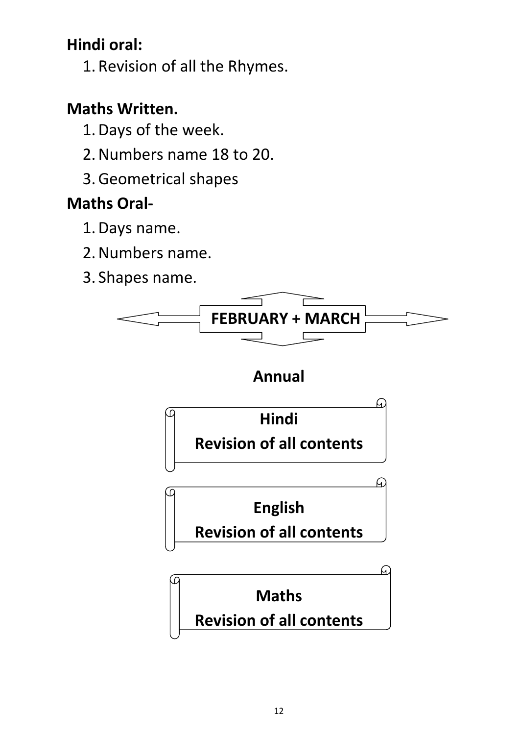**Hindi oral:**

1. Revision of all the Rhymes.

**Maths Written.**

1. Days of the week.
2. Numbers name 18 to 20.
3. Geometrical shapes

**Maths Oral-**

1. Days name.
2. Numbers name.
3. Shapes name.

## FEBRUARY + MARCH

### Annual

**Hindi**
**Revision of all contents**

**English**
**Revision of all contents**

**Maths**
**Revision of all contents**